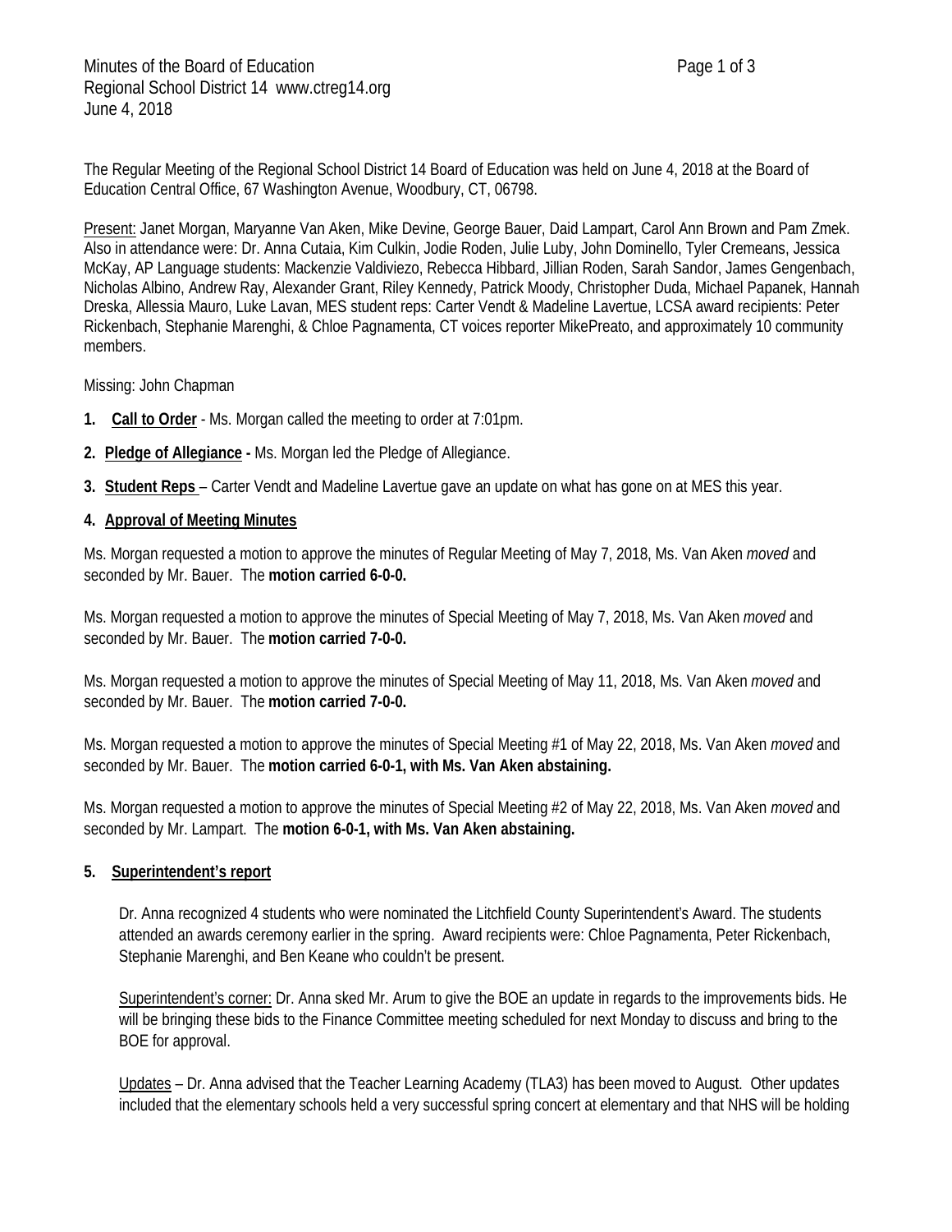Minutes of the Board of Education
Regional School District 14 www.ctreg14.org
June 4, 2018

The Regular Meeting of the Regional School District 14 Board of Education was held on June 4, 2018 at the Board of Education Central Office, 67 Washington Avenue, Woodbury, CT, 06798.

Present: Janet Morgan, Maryanne Van Aken, Mike Devine, George Bauer, Daid Lampart, Carol Ann Brown and Pam Zmek. Also in attendance were: Dr. Anna Cutaia, Kim Culkin, Jodie Roden, Julie Luby, John Dominello, Tyler Cremeans, Jessica McKay, AP Language students: Mackenzie Valdiviezo, Rebecca Hibbard, Jillian Roden, Sarah Sandor, James Gengenbach, Nicholas Albino, Andrew Ray, Alexander Grant, Riley Kennedy, Patrick Moody, Christopher Duda, Michael Papanek, Hannah Dreska, Allessia Mauro, Luke Lavan, MES student reps: Carter Vendt & Madeline Lavertue, LCSA award recipients: Peter Rickenbach, Stephanie Marenghi, & Chloe Pagnamenta, CT voices reporter MikePreato, and approximately 10 community members.

Missing: John Chapman

1. **Call to Order** - Ms. Morgan called the meeting to order at 7:01pm.
2. **Pledge of Allegiance -** Ms. Morgan led the Pledge of Allegiance.
3. **Student Reps** – Carter Vendt and Madeline Lavertue gave an update on what has gone on at MES this year.
4. **Approval of Meeting Minutes**

Ms. Morgan requested a motion to approve the minutes of Regular Meeting of May 7, 2018, Ms. Van Aken *moved* and seconded by Mr. Bauer. The **motion carried 6-0-0.**

Ms. Morgan requested a motion to approve the minutes of Special Meeting of May 7, 2018, Ms. Van Aken *moved* and seconded by Mr. Bauer. The **motion carried 7-0-0.**

Ms. Morgan requested a motion to approve the minutes of Special Meeting of May 11, 2018, Ms. Van Aken *moved* and seconded by Mr. Bauer. The **motion carried 7-0-0.**

Ms. Morgan requested a motion to approve the minutes of Special Meeting #1 of May 22, 2018, Ms. Van Aken *moved* and seconded by Mr. Bauer. The **motion carried 6-0-1, with Ms. Van Aken abstaining.**

Ms. Morgan requested a motion to approve the minutes of Special Meeting #2 of May 22, 2018, Ms. Van Aken *moved* and seconded by Mr. Lampart. The **motion 6-0-1, with Ms. Van Aken abstaining.**

5. **Superintendent's report**

Dr. Anna recognized 4 students who were nominated the Litchfield County Superintendent's Award. The students attended an awards ceremony earlier in the spring. Award recipients were: Chloe Pagnamenta, Peter Rickenbach, Stephanie Marenghi, and Ben Keane who couldn't be present.

Superintendent's corner: Dr. Anna sked Mr. Arum to give the BOE an update in regards to the improvements bids. He will be bringing these bids to the Finance Committee meeting scheduled for next Monday to discuss and bring to the BOE for approval.

Updates – Dr. Anna advised that the Teacher Learning Academy (TLA3) has been moved to August. Other updates included that the elementary schools held a very successful spring concert at elementary and that NHS will be holding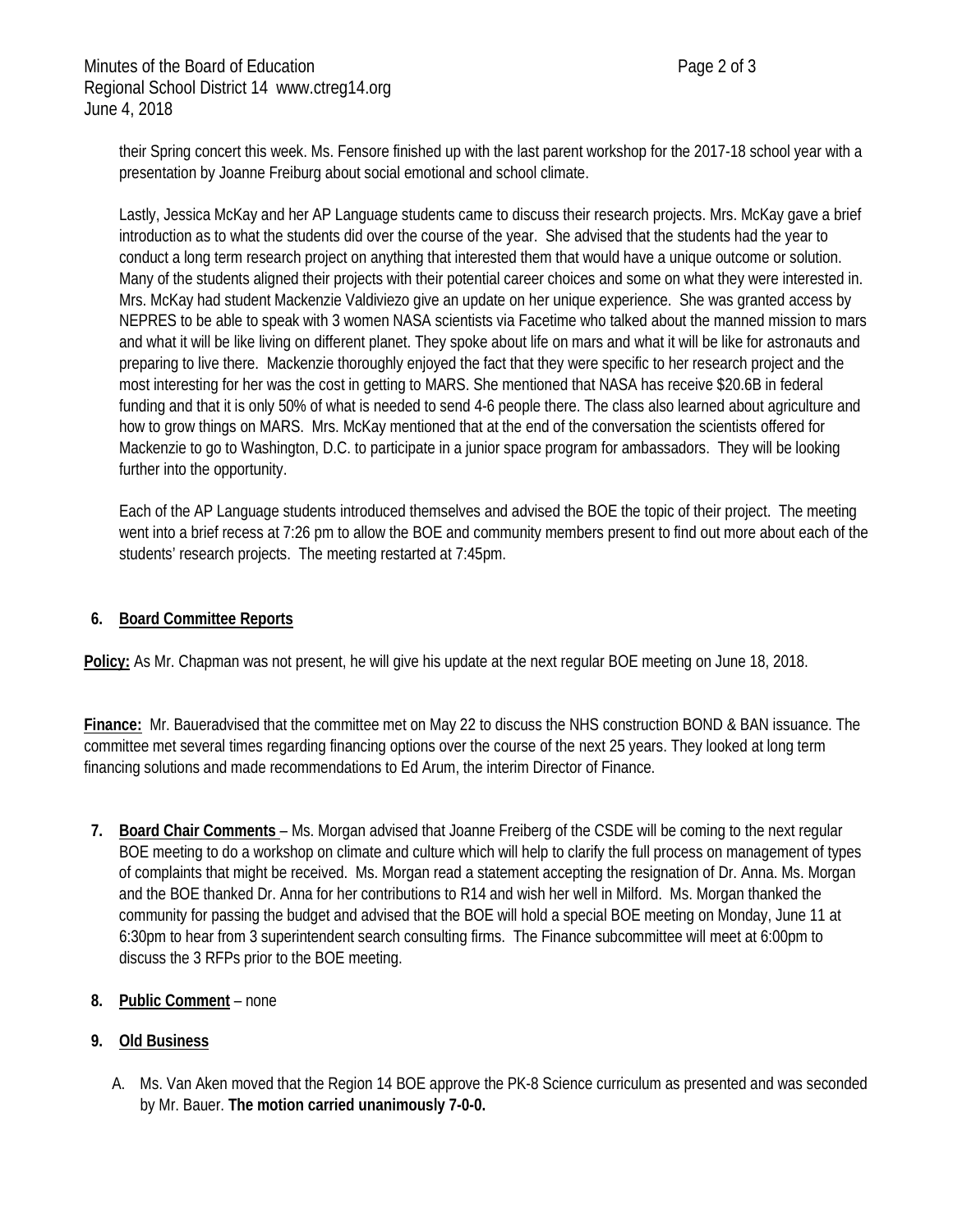their Spring concert this week. Ms. Fensore finished up with the last parent workshop for the 2017-18 school year with a presentation by Joanne Freiburg about social emotional and school climate.

Lastly, Jessica McKay and her AP Language students came to discuss their research projects. Mrs. McKay gave a brief introduction as to what the students did over the course of the year. She advised that the students had the year to conduct a long term research project on anything that interested them that would have a unique outcome or solution. Many of the students aligned their projects with their potential career choices and some on what they were interested in. Mrs. McKay had student Mackenzie Valdiviezo give an update on her unique experience. She was granted access by NEPRES to be able to speak with 3 women NASA scientists via Facetime who talked about the manned mission to mars and what it will be like living on different planet. They spoke about life on mars and what it will be like for astronauts and preparing to live there. Mackenzie thoroughly enjoyed the fact that they were specific to her research project and the most interesting for her was the cost in getting to MARS. She mentioned that NASA has receive $20.6B in federal funding and that it is only 50% of what is needed to send 4-6 people there. The class also learned about agriculture and how to grow things on MARS. Mrs. McKay mentioned that at the end of the conversation the scientists offered for Mackenzie to go to Washington, D.C. to participate in a junior space program for ambassadors. They will be looking further into the opportunity.

Each of the AP Language students introduced themselves and advised the BOE the topic of their project. The meeting went into a brief recess at 7:26 pm to allow the BOE and community members present to find out more about each of the students' research projects. The meeting restarted at 7:45pm.

**6. Board Committee Reports**

**Policy:** As Mr. Chapman was not present, he will give his update at the next regular BOE meeting on June 18, 2018.

**Finance:** Mr. Baueradvised that the committee met on May 22 to discuss the NHS construction BOND & BAN issuance. The committee met several times regarding financing options over the course of the next 25 years. They looked at long term financing solutions and made recommendations to Ed Arum, the interim Director of Finance.

**7. Board Chair Comments** – Ms. Morgan advised that Joanne Freiberg of the CSDE will be coming to the next regular BOE meeting to do a workshop on climate and culture which will help to clarify the full process on management of types of complaints that might be received. Ms. Morgan read a statement accepting the resignation of Dr. Anna. Ms. Morgan and the BOE thanked Dr. Anna for her contributions to R14 and wish her well in Milford. Ms. Morgan thanked the community for passing the budget and advised that the BOE will hold a special BOE meeting on Monday, June 11 at 6:30pm to hear from 3 superintendent search consulting firms. The Finance subcommittee will meet at 6:00pm to discuss the 3 RFPs prior to the BOE meeting.

**8. Public Comment** – none

**9. Old Business**

A. Ms. Van Aken moved that the Region 14 BOE approve the PK-8 Science curriculum as presented and was seconded by Mr. Bauer. **The motion carried unanimously 7-0-0.**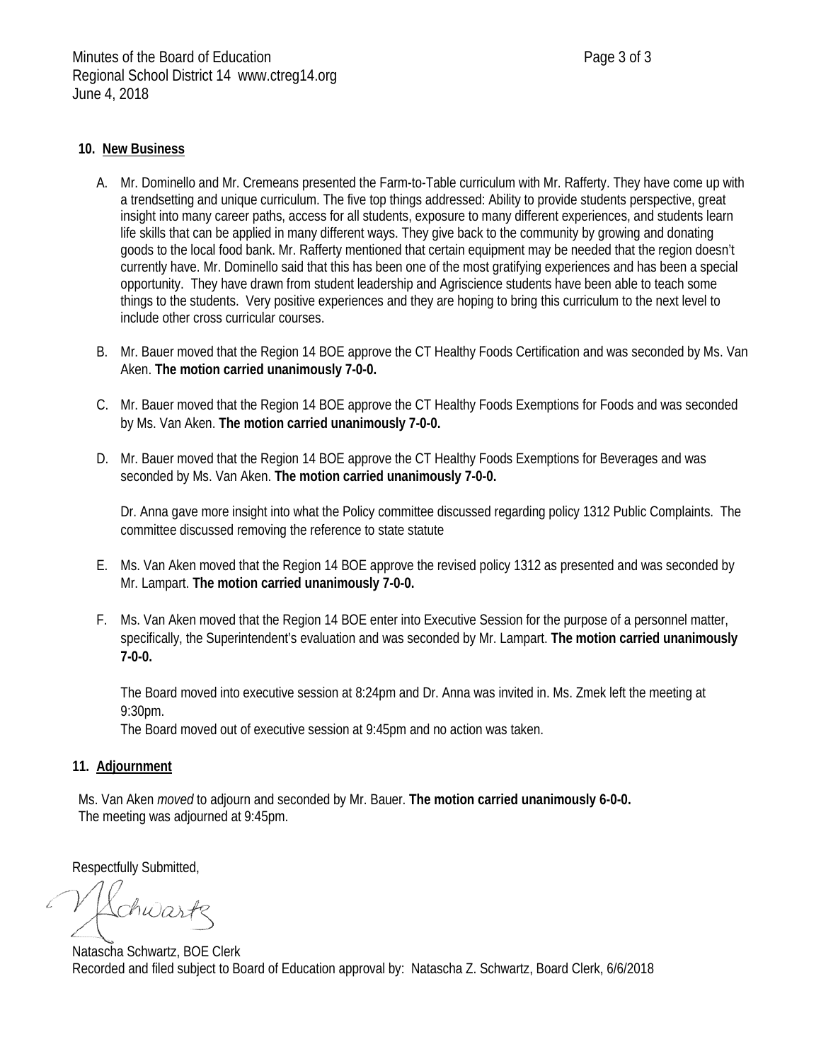**10. New Business**

A. Mr. Dominello and Mr. Cremeans presented the Farm-to-Table curriculum with Mr. Rafferty. They have come up with a trendsetting and unique curriculum. The five top things addressed: Ability to provide students perspective, great insight into many career paths, access for all students, exposure to many different experiences, and students learn life skills that can be applied in many different ways. They give back to the community by growing and donating goods to the local food bank. Mr. Rafferty mentioned that certain equipment may be needed that the region doesn't currently have. Mr. Dominello said that this has been one of the most gratifying experiences and has been a special opportunity. They have drawn from student leadership and Agriscience students have been able to teach some things to the students. Very positive experiences and they are hoping to bring this curriculum to the next level to include other cross curricular courses.

B. Mr. Bauer moved that the Region 14 BOE approve the CT Healthy Foods Certification and was seconded by Ms. Van Aken. **The motion carried unanimously 7-0-0.**

C. Mr. Bauer moved that the Region 14 BOE approve the CT Healthy Foods Exemptions for Foods and was seconded by Ms. Van Aken. **The motion carried unanimously 7-0-0.**

D. Mr. Bauer moved that the Region 14 BOE approve the CT Healthy Foods Exemptions for Beverages and was seconded by Ms. Van Aken. **The motion carried unanimously 7-0-0.**

   Dr. Anna gave more insight into what the Policy committee discussed regarding policy 1312 Public Complaints. The committee discussed removing the reference to state statute

E. Ms. Van Aken moved that the Region 14 BOE approve the revised policy 1312 as presented and was seconded by Mr. Lampart. **The motion carried unanimously 7-0-0.**

F. Ms. Van Aken moved that the Region 14 BOE enter into Executive Session for the purpose of a personnel matter, specifically, the Superintendent's evaluation and was seconded by Mr. Lampart. **The motion carried unanimously 7-0-0.**

   The Board moved into executive session at 8:24pm and Dr. Anna was invited in. Ms. Zmek left the meeting at 9:30pm.
   The Board moved out of executive session at 9:45pm and no action was taken.

**11. Adjournment**

Ms. Van Aken *moved* to adjourn and seconded by Mr. Bauer. **The motion carried unanimously 6-0-0.**
The meeting was adjourned at 9:45pm.

Respectfully Submitted,

Natascha Schwartz, BOE Clerk
Recorded and filed subject to Board of Education approval by: Natascha Z. Schwartz, Board Clerk, 6/6/2018